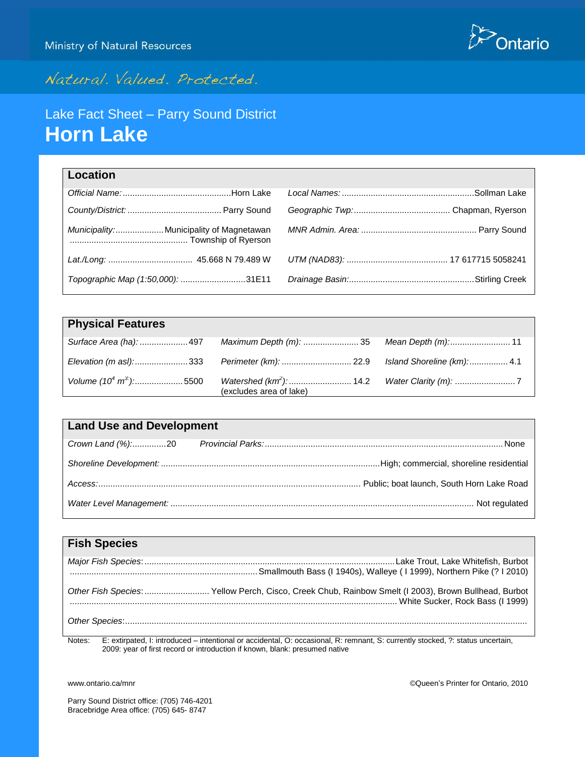Ministry of Natural Resources

Natural. Valued. Protected.

Lake Fact Sheet – Parry Sound District

# Horn Lake

## Location

| | | | |
|---|---|---|---|
| *Official Name:* | Horn Lake | *Local Names:* | Sollman Lake |
| *County/District:* | Parry Sound | *Geographic Twp:* | Chapman, Ryerson |
| *Municipality:* | Municipality of Magnetawan Township of Ryerson | *MNR Admin. Area:* | Parry Sound |
| *Lat./Long:* | 45.668 N 79.489 W | *UTM (NAD83):* | 17 617715 5058241 |
| *Topographic Map (1:50,000):* | 31E11 | *Drainage Basin:* | Stirling Creek |

## Physical Features

| | | | | | |
|---|---|---|---|---|---|
| *Surface Area (ha):* | 497 | *Maximum Depth (m):* | 35 | *Mean Depth (m):* | 11 |
| *Elevation (m asl):* | 333 | *Perimeter (km):* | 22.9 | *Island Shoreline (km):* | 4.1 |
| *Volume ($10^4$ $m^3$):* | 5500 | *Watershed ($km^2$):* (excludes area of lake) | 14.2 | *Water Clarity (m):* | 7 |

## Land Use and Development

| | | | |
|---|---|---|---|
| *Crown Land (%):* | 20 | *Provincial Parks:* | None |
| *Shoreline Development:* | High; commercial, shoreline residential | | |
| *Access:* | Public; boat launch, South Horn Lake Road | | |
| *Water Level Management:* | Not regulated | | |

## Fish Species

*Major Fish Species:* Lake Trout, Lake Whitefish, Burbot, Smallmouth Bass (I 1940s), Walleye ( I 1999), Northern Pike (? I 2010)

*Other Fish Species:* Yellow Perch, Cisco, Creek Chub, Rainbow Smelt (I 2003), Brown Bullhead, Burbot, White Sucker, Rock Bass (I 1999)

*Other Species:*

Notes: E: extirpated, I: introduced – intentional or accidental, O: occasional, R: remnant, S: currently stocked, ?: status uncertain, 2009: year of first record or introduction if known, blank: presumed native

www.ontario.ca/mnr

©Queen's Printer for Ontario, 2010

Parry Sound District office: (705) 746-4201
Bracebridge Area office: (705) 645- 8747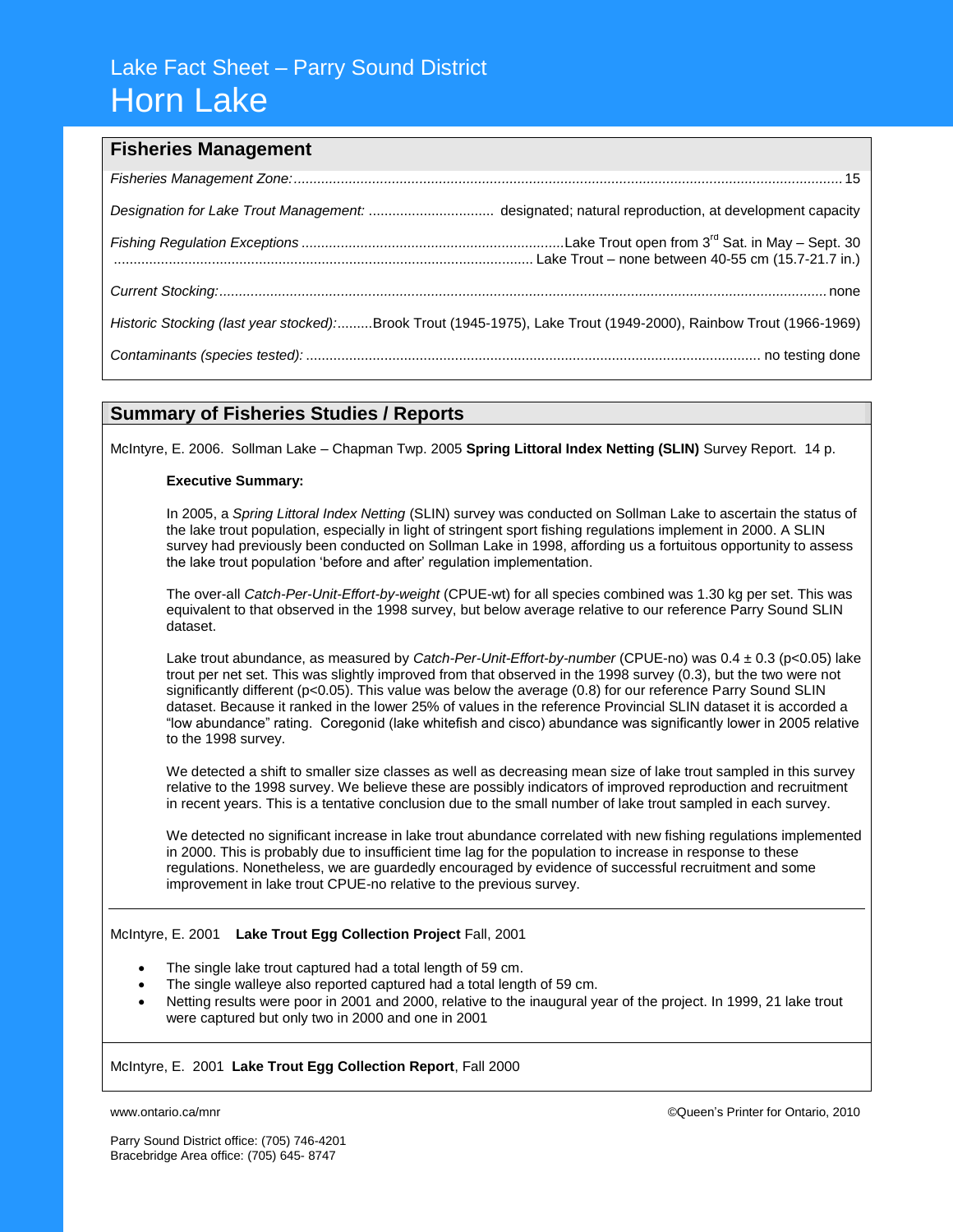Lake Fact Sheet – Parry Sound District

# Horn Lake

## Fisheries Management

*Fisheries Management Zone:* .......... 15

*Designation for Lake Trout Management:* .......... designated; natural reproduction, at development capacity

*Fishing Regulation Exceptions* .......... Lake Trout open from 3rd Sat. in May – Sept. 30
.......... Lake Trout – none between 40-55 cm (15.7-21.7 in.)

*Current Stocking:* .......... none

*Historic Stocking (last year stocked):* .......... Brook Trout (1945-1975), Lake Trout (1949-2000), Rainbow Trout (1966-1969)

*Contaminants (species tested):* .......... no testing done

## Summary of Fisheries Studies / Reports

McIntyre, E. 2006. Sollman Lake – Chapman Twp. 2005 **Spring Littoral Index Netting (SLIN)** Survey Report. 14 p.

**Executive Summary:**

In 2005, a *Spring Littoral Index Netting* (SLIN) survey was conducted on Sollman Lake to ascertain the status of the lake trout population, especially in light of stringent sport fishing regulations implement in 2000. A SLIN survey had previously been conducted on Sollman Lake in 1998, affording us a fortuitous opportunity to assess the lake trout population 'before and after' regulation implementation.

The over-all *Catch-Per-Unit-Effort-by-weight* (CPUE-wt) for all species combined was 1.30 kg per set. This was equivalent to that observed in the 1998 survey, but below average relative to our reference Parry Sound SLIN dataset.

Lake trout abundance, as measured by *Catch-Per-Unit-Effort-by-number* (CPUE-no) was $0.4 \pm 0.3$ ($p<0.05$) lake trout per net set. This was slightly improved from that observed in the 1998 survey (0.3), but the two were not significantly different ($p<0.05$). This value was below the average (0.8) for our reference Parry Sound SLIN dataset. Because it ranked in the lower 25% of values in the reference Provincial SLIN dataset it is accorded a "low abundance" rating. Coregonid (lake whitefish and cisco) abundance was significantly lower in 2005 relative to the 1998 survey.

We detected a shift to smaller size classes as well as decreasing mean size of lake trout sampled in this survey relative to the 1998 survey. We believe these are possibly indicators of improved reproduction and recruitment in recent years. This is a tentative conclusion due to the small number of lake trout sampled in each survey.

We detected no significant increase in lake trout abundance correlated with new fishing regulations implemented in 2000. This is probably due to insufficient time lag for the population to increase in response to these regulations. Nonetheless, we are guardedly encouraged by evidence of successful recruitment and some improvement in lake trout CPUE-no relative to the previous survey.

---

McIntyre, E. 2001 **Lake Trout Egg Collection Project** Fall, 2001

- The single lake trout captured had a total length of 59 cm.
- The single walleye also reported captured had a total length of 59 cm.
- Netting results were poor in 2001 and 2000, relative to the inaugural year of the project. In 1999, 21 lake trout were captured but only two in 2000 and one in 2001

---

McIntyre, E. 2001 **Lake Trout Egg Collection Report**, Fall 2000

www.ontario.ca/mnr

©Queen's Printer for Ontario, 2010

Parry Sound District office: (705) 746-4201
Bracebridge Area office: (705) 645- 8747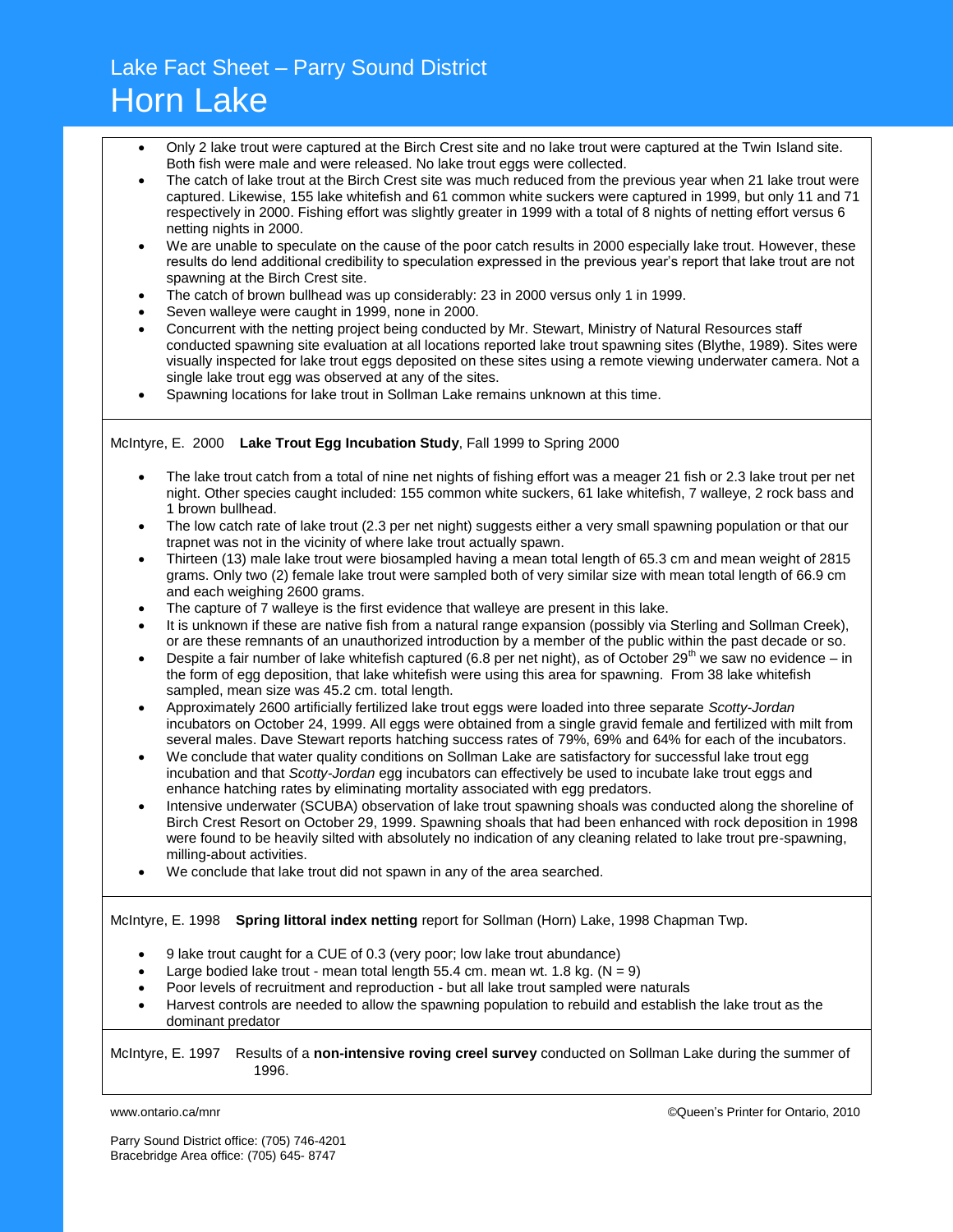# Lake Fact Sheet – Parry Sound District

# Horn Lake

- Only 2 lake trout were captured at the Birch Crest site and no lake trout were captured at the Twin Island site. Both fish were male and were released. No lake trout eggs were collected.
- The catch of lake trout at the Birch Crest site was much reduced from the previous year when 21 lake trout were captured. Likewise, 155 lake whitefish and 61 common white suckers were captured in 1999, but only 11 and 71 respectively in 2000. Fishing effort was slightly greater in 1999 with a total of 8 nights of netting effort versus 6 netting nights in 2000.
- We are unable to speculate on the cause of the poor catch results in 2000 especially lake trout. However, these results do lend additional credibility to speculation expressed in the previous year's report that lake trout are not spawning at the Birch Crest site.
- The catch of brown bullhead was up considerably: 23 in 2000 versus only 1 in 1999.
- Seven walleye were caught in 1999, none in 2000.
- Concurrent with the netting project being conducted by Mr. Stewart, Ministry of Natural Resources staff conducted spawning site evaluation at all locations reported lake trout spawning sites (Blythe, 1989). Sites were visually inspected for lake trout eggs deposited on these sites using a remote viewing underwater camera. Not a single lake trout egg was observed at any of the sites.
- Spawning locations for lake trout in Sollman Lake remains unknown at this time.

McIntyre, E. 2000 **Lake Trout Egg Incubation Study**, Fall 1999 to Spring 2000

- The lake trout catch from a total of nine net nights of fishing effort was a meager 21 fish or 2.3 lake trout per net night. Other species caught included: 155 common white suckers, 61 lake whitefish, 7 walleye, 2 rock bass and 1 brown bullhead.
- The low catch rate of lake trout (2.3 per net night) suggests either a very small spawning population or that our trapnet was not in the vicinity of where lake trout actually spawn.
- Thirteen (13) male lake trout were biosampled having a mean total length of 65.3 cm and mean weight of 2815 grams. Only two (2) female lake trout were sampled both of very similar size with mean total length of 66.9 cm and each weighing 2600 grams.
- The capture of 7 walleye is the first evidence that walleye are present in this lake.
- It is unknown if these are native fish from a natural range expansion (possibly via Sterling and Sollman Creek), or are these remnants of an unauthorized introduction by a member of the public within the past decade or so.
- Despite a fair number of lake whitefish captured (6.8 per net night), as of October 29th we saw no evidence – in the form of egg deposition, that lake whitefish were using this area for spawning. From 38 lake whitefish sampled, mean size was 45.2 cm. total length.
- Approximately 2600 artificially fertilized lake trout eggs were loaded into three separate *Scotty-Jordan* incubators on October 24, 1999. All eggs were obtained from a single gravid female and fertilized with milt from several males. Dave Stewart reports hatching success rates of 79%, 69% and 64% for each of the incubators.
- We conclude that water quality conditions on Sollman Lake are satisfactory for successful lake trout egg incubation and that *Scotty-Jordan* egg incubators can effectively be used to incubate lake trout eggs and enhance hatching rates by eliminating mortality associated with egg predators.
- Intensive underwater (SCUBA) observation of lake trout spawning shoals was conducted along the shoreline of Birch Crest Resort on October 29, 1999. Spawning shoals that had been enhanced with rock deposition in 1998 were found to be heavily silted with absolutely no indication of any cleaning related to lake trout pre-spawning, milling-about activities.
- We conclude that lake trout did not spawn in any of the area searched.

McIntyre, E. 1998 **Spring littoral index netting** report for Sollman (Horn) Lake, 1998 Chapman Twp.

- 9 lake trout caught for a CUE of 0.3 (very poor; low lake trout abundance)
- Large bodied lake trout - mean total length 55.4 cm. mean wt. 1.8 kg. (N = 9)
- Poor levels of recruitment and reproduction - but all lake trout sampled were naturals
- Harvest controls are needed to allow the spawning population to rebuild and establish the lake trout as the dominant predator

McIntyre, E. 1997 Results of a **non-intensive roving creel survey** conducted on Sollman Lake during the summer of 1996.

www.ontario.ca/mnr

©Queen's Printer for Ontario, 2010

Parry Sound District office: (705) 746-4201
Bracebridge Area office: (705) 645- 8747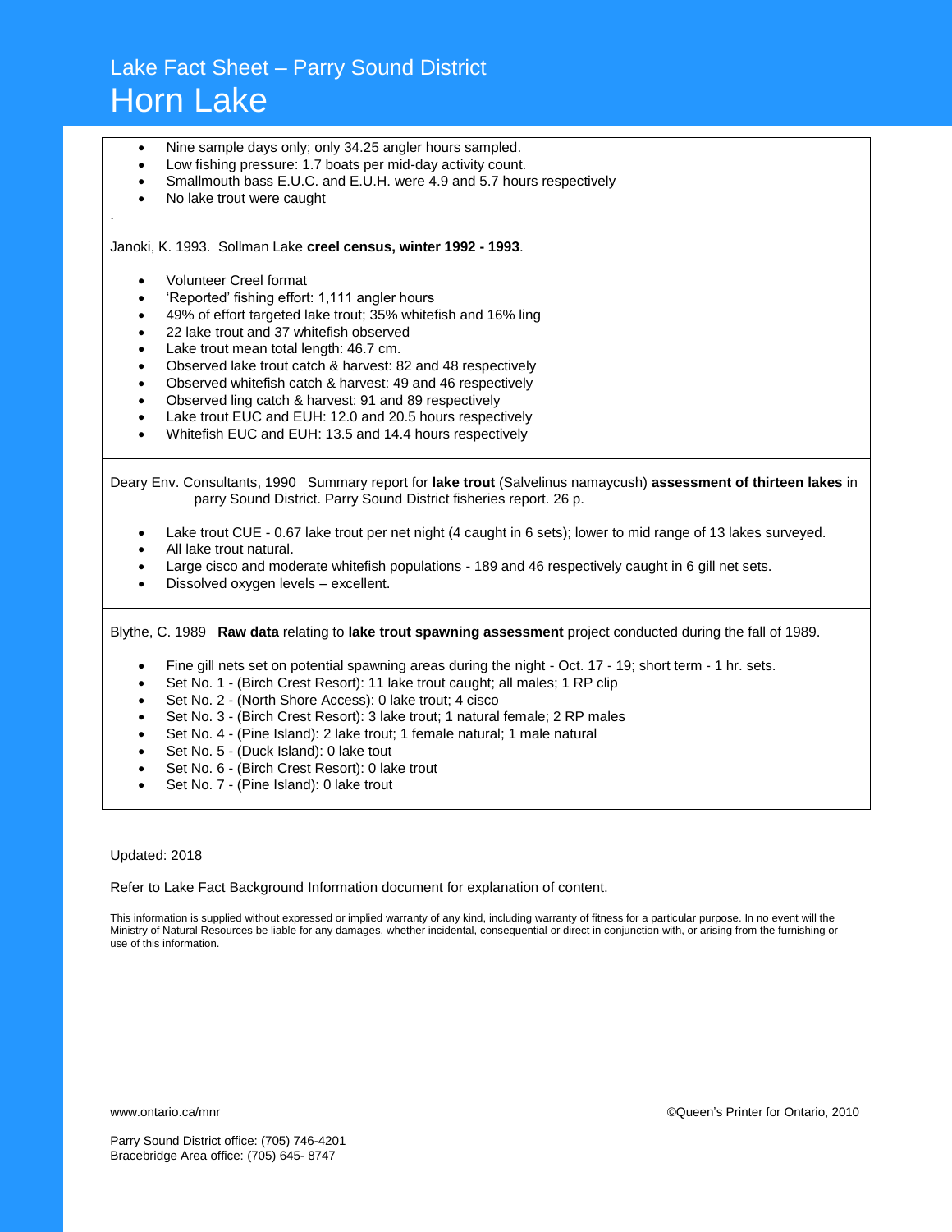- Nine sample days only; only 34.25 angler hours sampled.
- Low fishing pressure: 1.7 boats per mid-day activity count.
- Smallmouth bass E.U.C. and E.U.H. were 4.9 and 5.7 hours respectively
- No lake trout were caught

.

Janoki, K. 1993. Sollman Lake **creel census, winter 1992 - 1993**.

- Volunteer Creel format
- 'Reported' fishing effort: 1,111 angler hours
- 49% of effort targeted lake trout; 35% whitefish and 16% ling
- 22 lake trout and 37 whitefish observed
- Lake trout mean total length: 46.7 cm.
- Observed lake trout catch & harvest: 82 and 48 respectively
- Observed whitefish catch & harvest: 49 and 46 respectively
- Observed ling catch & harvest: 91 and 89 respectively
- Lake trout EUC and EUH: 12.0 and 20.5 hours respectively
- Whitefish EUC and EUH: 13.5 and 14.4 hours respectively

Deary Env. Consultants, 1990 Summary report for **lake trout** (Salvelinus namaycush) **assessment of thirteen lakes** in parry Sound District. Parry Sound District fisheries report. 26 p.

- Lake trout CUE - 0.67 lake trout per net night (4 caught in 6 sets); lower to mid range of 13 lakes surveyed.
- All lake trout natural.
- Large cisco and moderate whitefish populations - 189 and 46 respectively caught in 6 gill net sets.
- Dissolved oxygen levels – excellent.

Blythe, C. 1989 **Raw data** relating to **lake trout spawning assessment** project conducted during the fall of 1989.

- Fine gill nets set on potential spawning areas during the night - Oct. 17 - 19; short term - 1 hr. sets.
- Set No. 1 - (Birch Crest Resort): 11 lake trout caught; all males; 1 RP clip
- Set No. 2 - (North Shore Access): 0 lake trout; 4 cisco
- Set No. 3 - (Birch Crest Resort): 3 lake trout; 1 natural female; 2 RP males
- Set No. 4 - (Pine Island): 2 lake trout; 1 female natural; 1 male natural
- Set No. 5 - (Duck Island): 0 lake tout
- Set No. 6 - (Birch Crest Resort): 0 lake trout
- Set No. 7 - (Pine Island): 0 lake trout

Updated: 2018

Refer to Lake Fact Background Information document for explanation of content.

This information is supplied without expressed or implied warranty of any kind, including warranty of fitness for a particular purpose. In no event will the Ministry of Natural Resources be liable for any damages, whether incidental, consequential or direct in conjunction with, or arising from the furnishing or use of this information.

www.ontario.ca/mnr

©Queen's Printer for Ontario, 2010

Parry Sound District office: (705) 746-4201
Bracebridge Area office: (705) 645- 8747